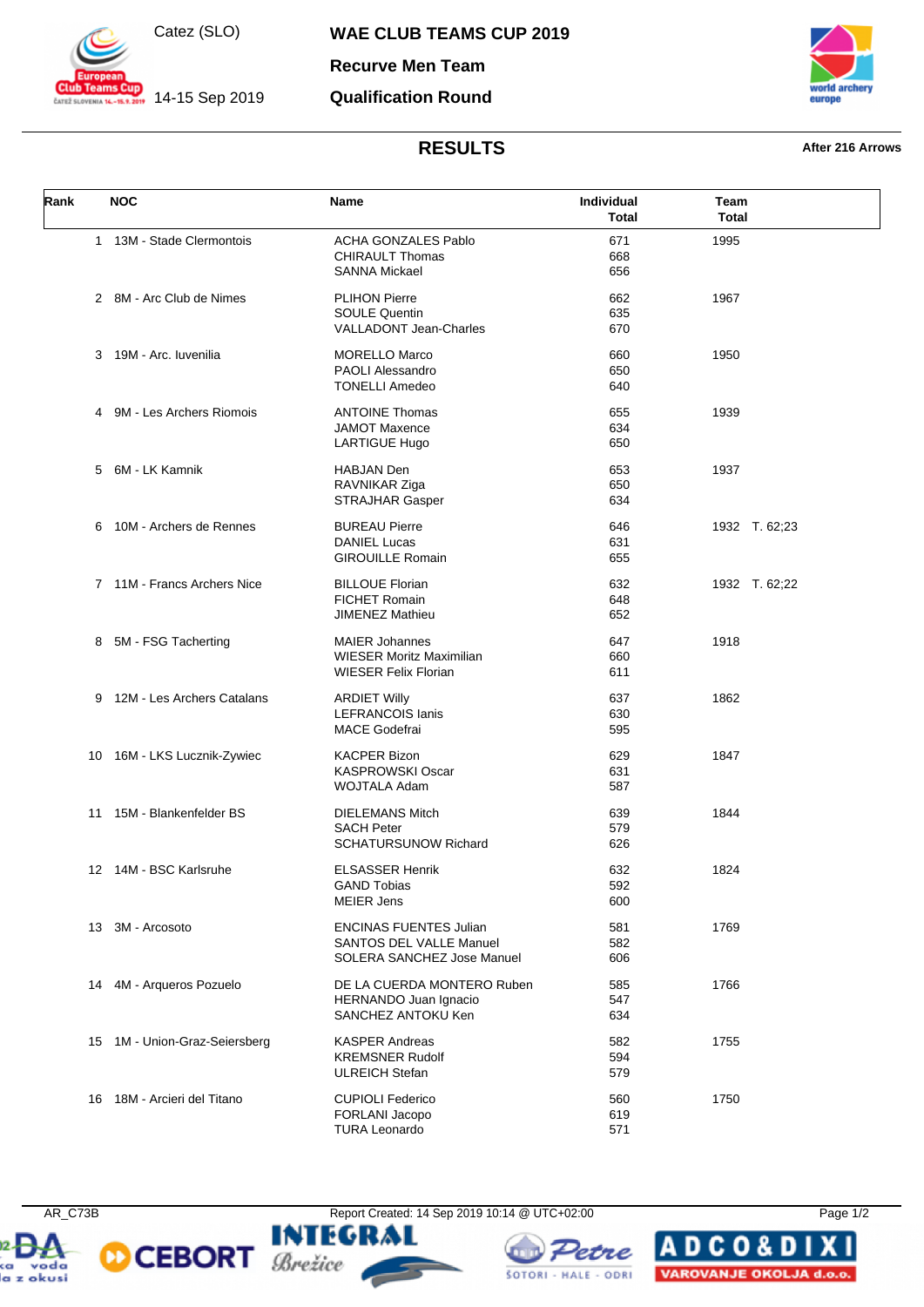Catez (SLO)

14-15 Sep 2019

# WAE CLUB TEAMS CUP 2019

## Recurve Men Team

## Qualification Round

## RESULTS

**After 216 Arrows**

| Rank | NOC | Name | Individual Total | Team Total |
|---|---|---|---|---|
| 1 | 13M - Stade Clermontois | ACHA GONZALES Pablo<br>CHIRAULT Thomas<br>SANNA Mickael | 671<br>668<br>656 | 1995 |
| 2 | 8M - Arc Club de Nimes | PLIHON Pierre<br>SOULE Quentin<br>VALLADONT Jean-Charles | 662<br>635<br>670 | 1967 |
| 3 | 19M - Arc. Iuvenilia | MORELLO Marco<br>PAOLI Alessandro<br>TONELLI Amedeo | 660<br>650<br>640 | 1950 |
| 4 | 9M - Les Archers Riomois | ANTOINE Thomas<br>JAMOT Maxence<br>LARTIGUE Hugo | 655<br>634<br>650 | 1939 |
| 5 | 6M - LK Kamnik | HABJAN Den<br>RAVNIKAR Ziga<br>STRAJHAR Gasper | 653<br>650<br>634 | 1937 |
| 6 | 10M - Archers de Rennes | BUREAU Pierre<br>DANIEL Lucas<br>GIROUILLE Romain | 646<br>631<br>655 | 1932 T. 62;23 |
| 7 | 11M - Francs Archers Nice | BILLOUE Florian<br>FICHET Romain<br>JIMENEZ Mathieu | 632<br>648<br>652 | 1932 T. 62;22 |
| 8 | 5M - FSG Tacherting | MAIER Johannes<br>WIESER Moritz Maximilian<br>WIESER Felix Florian | 647<br>660<br>611 | 1918 |
| 9 | 12M - Les Archers Catalans | ARDIET Willy<br>LEFRANCOIS Ianis<br>MACE Godefrai | 637<br>630<br>595 | 1862 |
| 10 | 16M - LKS Lucznik-Zywiec | KACPER Bizon<br>KASPROWSKI Oscar<br>WOJTALA Adam | 629<br>631<br>587 | 1847 |
| 11 | 15M - Blankenfelder BS | DIELEMANS Mitch<br>SACH Peter<br>SCHATURSUNOW Richard | 639<br>579<br>626 | 1844 |
| 12 | 14M - BSC Karlsruhe | ELSASSER Henrik<br>GAND Tobias<br>MEIER Jens | 632<br>592<br>600 | 1824 |
| 13 | 3M - Arcosoto | ENCINAS FUENTES Julian<br>SANTOS DEL VALLE Manuel<br>SOLERA SANCHEZ Jose Manuel | 581<br>582<br>606 | 1769 |
| 14 | 4M - Arqueros Pozuelo | DE LA CUERDA MONTERO Ruben<br>HERNANDO Juan Ignacio<br>SANCHEZ ANTOKU Ken | 585<br>547<br>634 | 1766 |
| 15 | 1M - Union-Graz-Seiersberg | KASPER Andreas<br>KREMSNER Rudolf<br>ULREICH Stefan | 582<br>594<br>579 | 1755 |
| 16 | 18M - Arcieri del Titano | CUPIOLI Federico<br>FORLANI Jacopo<br>TURA Leonardo | 560<br>619<br>571 | 1750 |

AR_C73B Report Created: 14 Sep 2019 10:14 @ UTC+02:00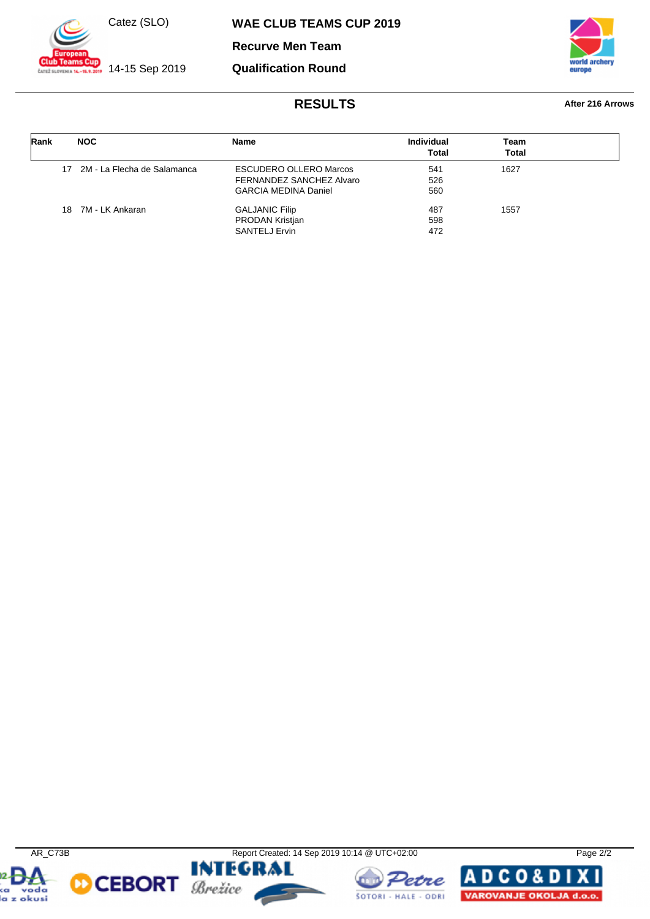Catez (SLO)

14-15 Sep 2019

**WAE CLUB TEAMS CUP 2019**

**Recurve Men Team**

**Qualification Round**

## RESULTS

**After 216 Arrows**

| Rank | NOC | Name | Individual Total | Team Total |
|---|---|---|---|---|
| 17 | 2M - La Flecha de Salamanca | ESCUDERO OLLERO Marcos | 541 | 1627 |
| | | FERNANDEZ SANCHEZ Alvaro | 526 | |
| | | GARCIA MEDINA Daniel | 560 | |
| 18 | 7M - LK Ankaran | GALJANIC Filip | 487 | 1557 |
| | | PRODAN Kristjan | 598 | |
| | | SANTELJ Ervin | 472 | |

AR_C73B

Report Created: 14 Sep 2019 10:14 @ UTC+02:00